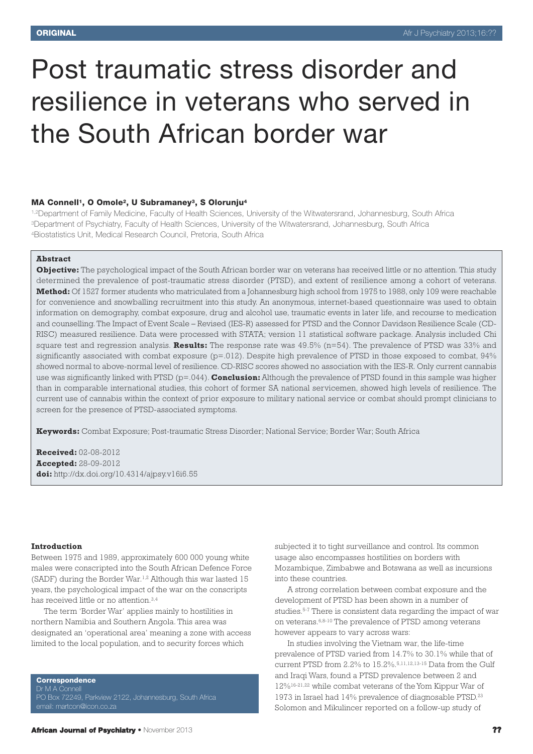ORIGINAL

# Post traumatic stress disorder and resilience in veterans who served in the South African border war

**MA Connell[1], O Omole[2], U Subramaney[3], S Olorunju[4]**

[1,2]Department of Family Medicine, Faculty of Health Sciences, University of the Witwatersrand, Johannesburg, South Africa
[3]Department of Psychiatry, Faculty of Health Sciences, University of the Witwatersrand, Johannesburg, South Africa
[4]Biostatistics Unit, Medical Research Council, Pretoria, South Africa

**Abstract**

**Objective:** The psychological impact of the South African border war on veterans has received little or no attention. This study determined the prevalence of post-traumatic stress disorder (PTSD), and extent of resilience among a cohort of veterans. **Method:** Of 1527 former students who matriculated from a Johannesburg high school from 1975 to 1988, only 109 were reachable for convenience and snowballing recruitment into this study. An anonymous, internet-based questionnaire was used to obtain information on demography, combat exposure, drug and alcohol use, traumatic events in later life, and recourse to medication and counselling. The Impact of Event Scale – Revised (IES-R) assessed for PTSD and the Connor Davidson Resilience Scale (CD-RISC) measured resilience. Data were processed with STATA; version 11 statistical software package. Analysis included Chi square test and regression analysis. **Results:** The response rate was 49.5% (n=54). The prevalence of PTSD was 33% and significantly associated with combat exposure (p=.012). Despite high prevalence of PTSD in those exposed to combat, 94% showed normal to above-normal level of resilience. CD-RISC scores showed no association with the IES-R. Only current cannabis use was significantly linked with PTSD (p=.044). **Conclusion:** Although the prevalence of PTSD found in this sample was higher than in comparable international studies, this cohort of former SA national servicemen, showed high levels of resilience. The current use of cannabis within the context of prior exposure to military national service or combat should prompt clinicians to screen for the presence of PTSD-associated symptoms.

**Keywords:** Combat Exposure; Post-traumatic Stress Disorder; National Service; Border War; South Africa

**Received:** 02-08-2012
**Accepted:** 28-09-2012
**doi:** http://dx.doi.org/10.4314/ajpsy.v16i6.55

### Introduction

Between 1975 and 1989, approximately 600 000 young white males were conscripted into the South African Defence Force (SADF) during the Border War.[1,2] Although this war lasted 15 years, the psychological impact of the war on the conscripts has received little or no attention.[3,4]

The term 'Border War' applies mainly to hostilities in northern Namibia and Southern Angola. This area was designated an 'operational area' meaning a zone with access limited to the local population, and to security forces which subjected it to tight surveillance and control. Its common usage also encompasses hostilities on borders with Mozambique, Zimbabwe and Botswana as well as incursions into these countries.

A strong correlation between combat exposure and the development of PTSD has been shown in a number of studies.[5-7] There is consistent data regarding the impact of war on veterans.[6,8-10] The prevalence of PTSD among veterans however appears to vary across wars:

In studies involving the Vietnam war, the life-time prevalence of PTSD varied from 14.7% to 30.1% while that of current PTSD from 2.2% to 15.2%.[5,11,12,13-15] Data from the Gulf and Iraqi Wars, found a PTSD prevalence between 2 and 12%[16-21,22] while combat veterans of the Yom Kippur War of 1973 in Israel had 14% prevalence of diagnosable PTSD.[23] Solomon and Mikulincer reported on a follow-up study of

**Correspondence**
Dr M A Connell
PO Box 72249, Parkview 2122, Johannesburg, South Africa
email: martcon@icon.co.za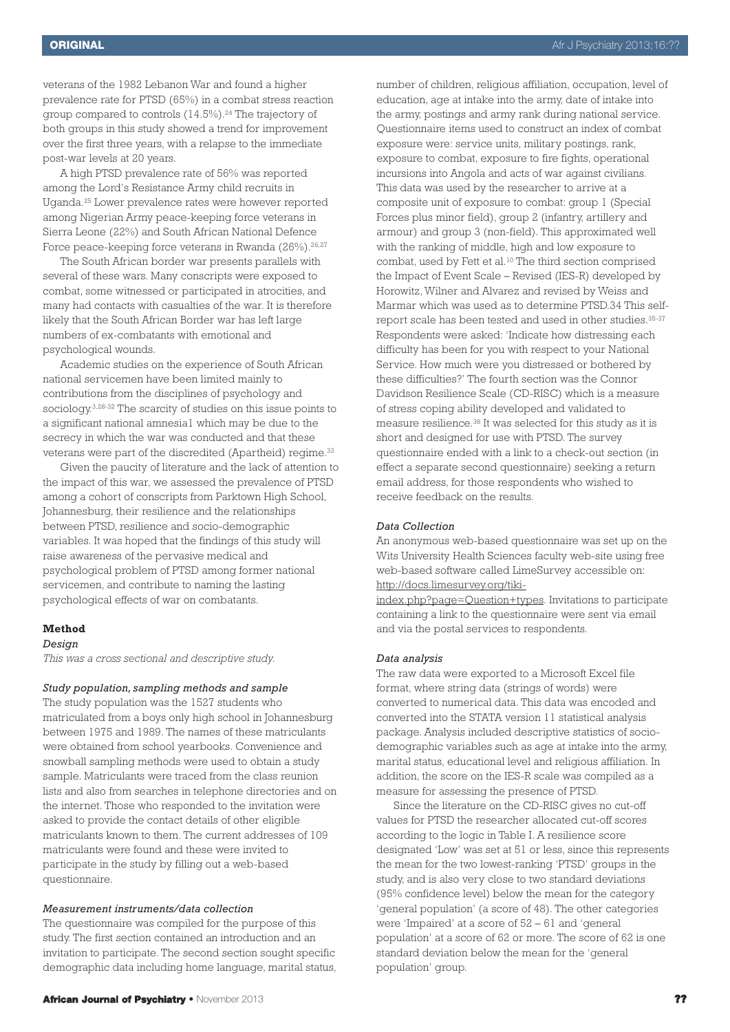veterans of the 1982 Lebanon War and found a higher prevalence rate for PTSD (65%) in a combat stress reaction group compared to controls (14.5%).[24] The trajectory of both groups in this study showed a trend for improvement over the first three years, with a relapse to the immediate post-war levels at 20 years.

A high PTSD prevalence rate of 56% was reported among the Lord's Resistance Army child recruits in Uganda.[25] Lower prevalence rates were however reported among Nigerian Army peace-keeping force veterans in Sierra Leone (22%) and South African National Defence Force peace-keeping force veterans in Rwanda (26%).[26,27]

The South African border war presents parallels with several of these wars. Many conscripts were exposed to combat, some witnessed or participated in atrocities, and many had contacts with casualties of the war. It is therefore likely that the South African Border war has left large numbers of ex-combatants with emotional and psychological wounds.

Academic studies on the experience of South African national servicemen have been limited mainly to contributions from the disciplines of psychology and sociology.[3,28-32] The scarcity of studies on this issue points to a significant national amnesia1 which may be due to the secrecy in which the war was conducted and that these veterans were part of the discredited (Apartheid) regime.[33]

Given the paucity of literature and the lack of attention to the impact of this war, we assessed the prevalence of PTSD among a cohort of conscripts from Parktown High School, Johannesburg, their resilience and the relationships between PTSD, resilience and socio-demographic variables. It was hoped that the findings of this study will raise awareness of the pervasive medical and psychological problem of PTSD among former national servicemen, and contribute to naming the lasting psychological effects of war on combatants.

## Method

### *Design*

*This was a cross sectional and descriptive study.*

### *Study population, sampling methods and sample*

The study population was the 1527 students who matriculated from a boys only high school in Johannesburg between 1975 and 1989. The names of these matriculants were obtained from school yearbooks. Convenience and snowball sampling methods were used to obtain a study sample. Matriculants were traced from the class reunion lists and also from searches in telephone directories and on the internet. Those who responded to the invitation were asked to provide the contact details of other eligible matriculants known to them. The current addresses of 109 matriculants were found and these were invited to participate in the study by filling out a web-based questionnaire.

### *Measurement instruments/data collection*

The questionnaire was compiled for the purpose of this study. The first section contained an introduction and an invitation to participate. The second section sought specific demographic data including home language, marital status, number of children, religious affiliation, occupation, level of education, age at intake into the army, date of intake into the army, postings and army rank during national service. Questionnaire items used to construct an index of combat exposure were: service units, military postings, rank, exposure to combat, exposure to fire fights, operational incursions into Angola and acts of war against civilians. This data was used by the researcher to arrive at a composite unit of exposure to combat: group 1 (Special Forces plus minor field), group 2 (infantry, artillery and armour) and group 3 (non-field). This approximated well with the ranking of middle, high and low exposure to combat, used by Fett et al.[10] The third section comprised the Impact of Event Scale – Revised (IES-R) developed by Horowitz, Wilner and Alvarez and revised by Weiss and Marmar which was used as to determine PTSD.34 This self-report scale has been tested and used in other studies.[35-37] Respondents were asked: 'Indicate how distressing each difficulty has been for you with respect to your National Service. How much were you distressed or bothered by these difficulties?' The fourth section was the Connor Davidson Resilience Scale (CD-RISC) which is a measure of stress coping ability developed and validated to measure resilience.[38] It was selected for this study as it is short and designed for use with PTSD. The survey questionnaire ended with a link to a check-out section (in effect a separate second questionnaire) seeking a return email address, for those respondents who wished to receive feedback on the results.

### *Data Collection*

An anonymous web-based questionnaire was set up on the Wits University Health Sciences faculty web-site using free web-based software called LimeSurvey accessible on: http://docs.limesurvey.org/tiki-index.php?page=Question+types. Invitations to participate containing a link to the questionnaire were sent via email and via the postal services to respondents.

### *Data analysis*

The raw data were exported to a Microsoft Excel file format, where string data (strings of words) were converted to numerical data. This data was encoded and converted into the STATA version 11 statistical analysis package. Analysis included descriptive statistics of socio-demographic variables such as age at intake into the army, marital status, educational level and religious affiliation. In addition, the score on the IES-R scale was compiled as a measure for assessing the presence of PTSD.

Since the literature on the CD-RISC gives no cut-off values for PTSD the researcher allocated cut-off scores according to the logic in Table I. A resilience score designated 'Low' was set at 51 or less, since this represents the mean for the two lowest-ranking 'PTSD' groups in the study, and is also very close to two standard deviations (95% confidence level) below the mean for the category 'general population' (a score of 48). The other categories were 'Impaired' at a score of 52 – 61 and 'general population' at a score of 62 or more. The score of 62 is one standard deviation below the mean for the 'general population' group.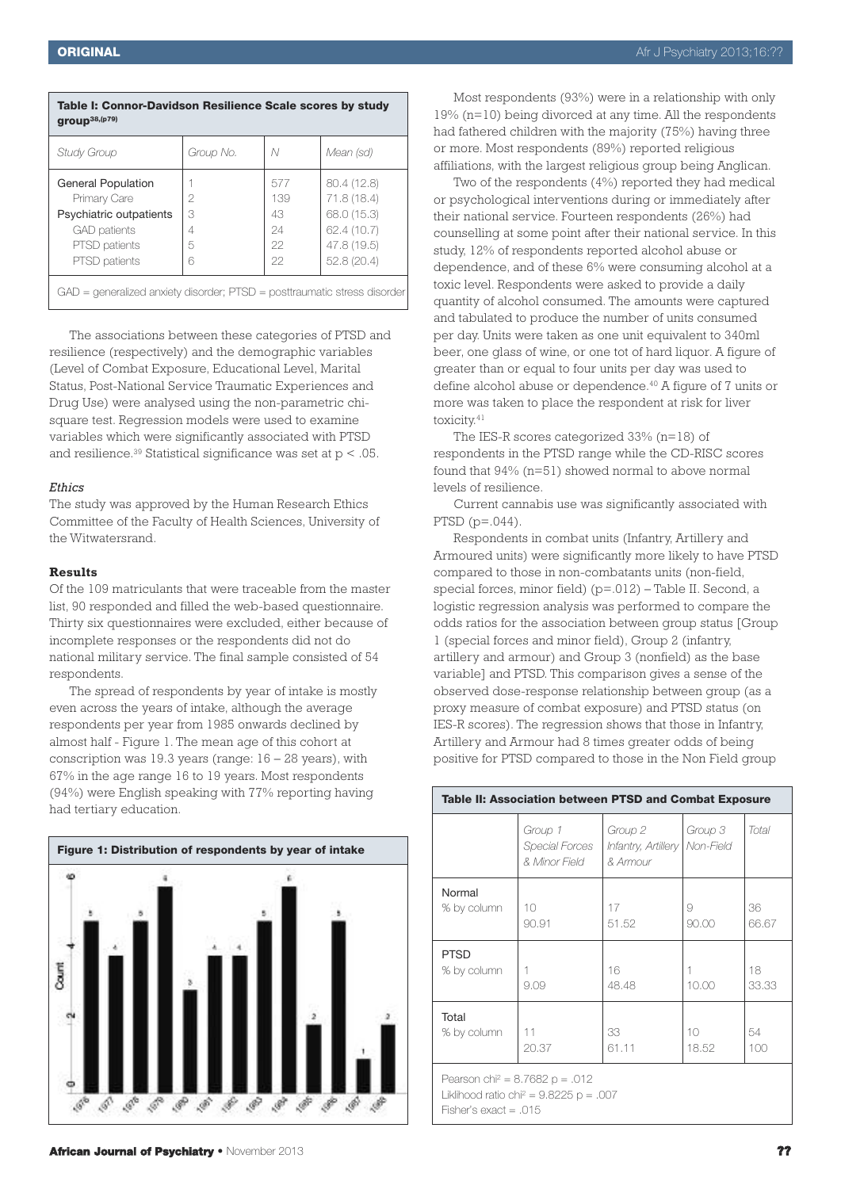**Table I: Connor-Davidson Resilience Scale scores by study group[38,(p79)]**

| *Study Group* | *Group No.* | *N* | *Mean (sd)* |
|---|---|---|---|
| General Population | 1 | 577 | 80.4 (12.8) |
| Primary Care | 2 | 139 | 71.8 (18.4) |
| Psychiatric outpatients | 3 | 43 | 68.0 (15.3) |
| GAD patients | 4 | 24 | 62.4 (10.7) |
| PTSD patients | 5 | 22 | 47.8 (19.5) |
| PTSD patients | 6 | 22 | 52.8 (20.4) |

GAD = generalized anxiety disorder; PTSD = posttraumatic stress disorder

The associations between these categories of PTSD and resilience (respectively) and the demographic variables (Level of Combat Exposure, Educational Level, Marital Status, Post-National Service Traumatic Experiences and Drug Use) were analysed using the non-parametric chi-square test. Regression models were used to examine variables which were significantly associated with PTSD and resilience.[39] Statistical significance was set at $p < .05$.

*Ethics*

The study was approved by the Human Research Ethics Committee of the Faculty of Health Sciences, University of the Witwatersrand.

**Results**

Of the 109 matriculants that were traceable from the master list, 90 responded and filled the web-based questionnaire. Thirty six questionnaires were excluded, either because of incomplete responses or the respondents did not do national military service. The final sample consisted of 54 respondents.

The spread of respondents by year of intake is mostly even across the years of intake, although the average respondents per year from 1985 onwards declined by almost half - Figure 1. The mean age of this cohort at conscription was 19.3 years (range: 16 – 28 years), with 67% in the age range 16 to 19 years. Most respondents (94%) were English speaking with 77% reporting having had tertiary education.

**Figure 1: Distribution of respondents by year of intake**

| Year | Count |
|---|---|
| 1976 | 5 |
| 1977 | 4 |
| 1978 | 5 |
| 1979 | 6 |
| 1980 | 3 |
| 1981 | 4 |
| 1982 | 4 |
| 1983 | 5 |
| 1984 | 6 |
| 1985 | 2 |
| 1986 | 5 |
| 1987 | 1 |
| 1988 | 2 |

Most respondents (93%) were in a relationship with only 19% (n=10) being divorced at any time. All the respondents had fathered children with the majority (75%) having three or more. Most respondents (89%) reported religious affiliations, with the largest religious group being Anglican.

Two of the respondents (4%) reported they had medical or psychological interventions during or immediately after their national service. Fourteen respondents (26%) had counselling at some point after their national service. In this study, 12% of respondents reported alcohol abuse or dependence, and of these 6% were consuming alcohol at a toxic level. Respondents were asked to provide a daily quantity of alcohol consumed. The amounts were captured and tabulated to produce the number of units consumed per day. Units were taken as one unit equivalent to 340ml beer, one glass of wine, or one tot of hard liquor. A figure of greater than or equal to four units per day was used to define alcohol abuse or dependence.[40] A figure of 7 units or more was taken to place the respondent at risk for liver toxicity.[41]

The IES-R scores categorized 33% (n=18) of respondents in the PTSD range while the CD-RISC scores found that 94% (n=51) showed normal to above normal levels of resilience.

Current cannabis use was significantly associated with PTSD (p=.044).

Respondents in combat units (Infantry, Artillery and Armoured units) were significantly more likely to have PTSD compared to those in non-combatants units (non-field, special forces, minor field) (p=.012) – Table II. Second, a logistic regression analysis was performed to compare the odds ratios for the association between group status [Group 1 (special forces and minor field), Group 2 (infantry, artillery and armour) and Group 3 (nonfield) as the base variable] and PTSD. This comparison gives a sense of the observed dose-response relationship between group (as a proxy measure of combat exposure) and PTSD status (on IES-R scores). The regression shows that those in Infantry, Artillery and Armour had 8 times greater odds of being positive for PTSD compared to those in the Non Field group

**Table II: Association between PTSD and Combat Exposure**

| | *Group 1 Special Forces & Minor Field* | *Group 2 Infantry, Artillery & Armour* | *Group 3 Non-Field* | *Total* |
|---|---|---|---|---|
| Normal<br>% by column | 10<br>90.91 | 17<br>51.52 | 9<br>90.00 | 36<br>66.67 |
| PTSD<br>% by column | 1<br>9.09 | 16<br>48.48 | 1<br>10.00 | 18<br>33.33 |
| Total<br>% by column | 11<br>20.37 | 33<br>61.11 | 10<br>18.52 | 54<br>100 |

Pearson $chi^2 = 8.7682$ $p = .012$
Liklihood ratio $chi^2 = 9.8225$ $p = .007$
Fisher's exact = .015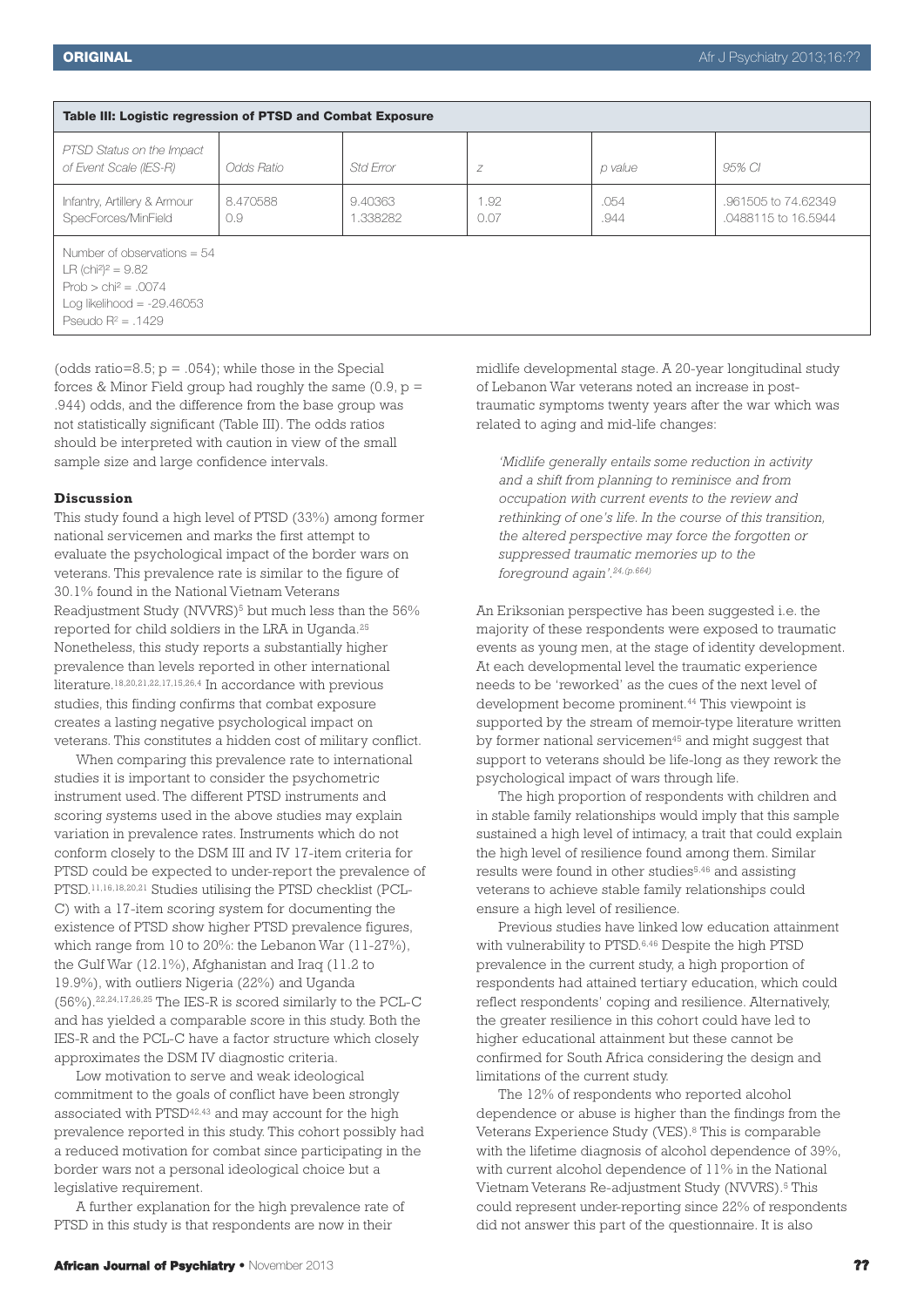**Table III: Logistic regression of PTSD and Combat Exposure**

| PTSD Status on the Impact of Event Scale (IES-R) | Odds Ratio | Std Error | z | p value | 95% CI |
|---|---|---|---|---|---|
| Infantry, Artillery & Armour | 8.470588 | 9.40363 | 1.92 | .054 | .961505 to 74.62349 |
| SpecForces/MinField | 0.9 | 1.338282 | 0.07 | .944 | .0488115 to 16.5944 |

Number of observations = 54
LR $(chi^2)^2$ = 9.82
Prob > $chi^2$ = .0074
Log likelihood = -29.46053
Pseudo $R^2$ = .1429

(odds ratio=8.5; p = .054); while those in the Special forces & Minor Field group had roughly the same (0.9, p = .944) odds, and the difference from the base group was not statistically significant (Table III). The odds ratios should be interpreted with caution in view of the small sample size and large confidence intervals.

### Discussion

This study found a high level of PTSD (33%) among former national servicemen and marks the first attempt to evaluate the psychological impact of the border wars on veterans. This prevalence rate is similar to the figure of 30.1% found in the National Vietnam Veterans Readjustment Study (NVVRS)[5] but much less than the 56% reported for child soldiers in the LRA in Uganda.[25] Nonetheless, this study reports a substantially higher prevalence than levels reported in other international literature.[18,20,21,22,17,15,26,4] In accordance with previous studies, this finding confirms that combat exposure creates a lasting negative psychological impact on veterans. This constitutes a hidden cost of military conflict.

When comparing this prevalence rate to international studies it is important to consider the psychometric instrument used. The different PTSD instruments and scoring systems used in the above studies may explain variation in prevalence rates. Instruments which do not conform closely to the DSM III and IV 17-item criteria for PTSD could be expected to under-report the prevalence of PTSD.[11,16,18,20,21] Studies utilising the PTSD checklist (PCL-C) with a 17-item scoring system for documenting the existence of PTSD show higher PTSD prevalence figures, which range from 10 to 20%: the Lebanon War (11-27%), the Gulf War (12.1%), Afghanistan and Iraq (11.2 to 19.9%), with outliers Nigeria (22%) and Uganda (56%).[22,24,17,26,25] The IES-R is scored similarly to the PCL-C and has yielded a comparable score in this study. Both the IES-R and the PCL-C have a factor structure which closely approximates the DSM IV diagnostic criteria.

Low motivation to serve and weak ideological commitment to the goals of conflict have been strongly associated with PTSD[42,43] and may account for the high prevalence reported in this study. This cohort possibly had a reduced motivation for combat since participating in the border wars not a personal ideological choice but a legislative requirement.

A further explanation for the high prevalence rate of PTSD in this study is that respondents are now in their midlife developmental stage. A 20-year longitudinal study of Lebanon War veterans noted an increase in post-traumatic symptoms twenty years after the war which was related to aging and mid-life changes:

> *'Midlife generally entails some reduction in activity and a shift from planning to reminisce and from occupation with current events to the review and rethinking of one's life. In the course of this transition, the altered perspective may force the forgotten or suppressed traumatic memories up to the foreground again'.[24 (p.664)]*

An Eriksonian perspective has been suggested i.e. the majority of these respondents were exposed to traumatic events as young men, at the stage of identity development. At each developmental level the traumatic experience needs to be 'reworked' as the cues of the next level of development become prominent.[44] This viewpoint is supported by the stream of memoir-type literature written by former national servicemen[45] and might suggest that support to veterans should be life-long as they rework the psychological impact of wars through life.

The high proportion of respondents with children and in stable family relationships would imply that this sample sustained a high level of intimacy, a trait that could explain the high level of resilience found among them. Similar results were found in other studies[5,46] and assisting veterans to achieve stable family relationships could ensure a high level of resilience.

Previous studies have linked low education attainment with vulnerability to PTSD.[6,46] Despite the high PTSD prevalence in the current study, a high proportion of respondents had attained tertiary education, which could reflect respondents' coping and resilience. Alternatively, the greater resilience in this cohort could have led to higher educational attainment but these cannot be confirmed for South Africa considering the design and limitations of the current study.

The 12% of respondents who reported alcohol dependence or abuse is higher than the findings from the Veterans Experience Study (VES).[8] This is comparable with the lifetime diagnosis of alcohol dependence of 39%, with current alcohol dependence of 11% in the National Vietnam Veterans Re-adjustment Study (NVVRS).[5] This could represent under-reporting since 22% of respondents did not answer this part of the questionnaire. It is also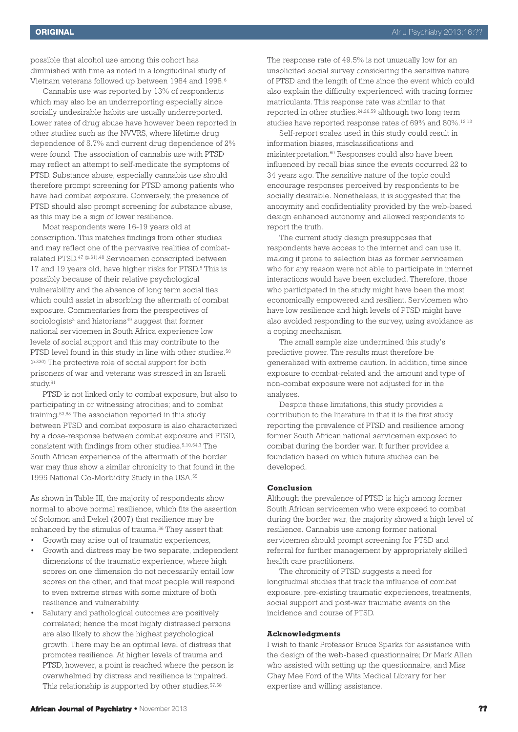possible that alcohol use among this cohort has diminished with time as noted in a longitudinal study of Vietnam veterans followed up between 1984 and 1998.[6]

Cannabis use was reported by 13% of respondents which may also be an underreporting especially since socially undesirable habits are usually underreported. Lower rates of drug abuse have however been reported in other studies such as the NVVRS, where lifetime drug dependence of 5.7% and current drug dependence of 2% were found. The association of cannabis use with PTSD may reflect an attempt to self-medicate the symptoms of PTSD. Substance abuse, especially cannabis use should therefore prompt screening for PTSD among patients who have had combat exposure. Conversely, the presence of PTSD should also prompt screening for substance abuse, as this may be a sign of lower resilience.

Most respondents were 16-19 years old at conscription. This matches findings from other studies and may reflect one of the pervasive realities of combat-related PTSD.[47 (p.61),48] Servicemen conscripted between 17 and 19 years old, have higher risks for PTSD.[5] This is possibly because of their relative psychological vulnerability and the absence of long term social ties which could assist in absorbing the aftermath of combat exposure. Commentaries from the perspectives of sociologists[2] and historians[49] suggest that former national servicemen in South Africa experience low levels of social support and this may contribute to the PTSD level found in this study in line with other studies.[50 (p.330)] The protective role of social support for both prisoners of war and veterans was stressed in an Israeli study.[51]

PTSD is not linked only to combat exposure, but also to participating in or witnessing atrocities; and to combat training.[52,53] The association reported in this study between PTSD and combat exposure is also characterized by a dose-response between combat exposure and PTSD, consistent with findings from other studies.[5,10,54,7] The South African experience of the aftermath of the border war may thus show a similar chronicity to that found in the 1995 National Co-Morbidity Study in the USA.[55]

As shown in Table III, the majority of respondents show normal to above normal resilience, which fits the assertion of Solomon and Dekel (2007) that resilience may be enhanced by the stimulus of trauma.[56] They assert that:

- Growth may arise out of traumatic experiences,
- Growth and distress may be two separate, independent dimensions of the traumatic experience, where high scores on one dimension do not necessarily entail low scores on the other, and that most people will respond to even extreme stress with some mixture of both resilience and vulnerability.
- Salutary and pathological outcomes are positively correlated; hence the most highly distressed persons are also likely to show the highest psychological growth. There may be an optimal level of distress that promotes resilience. At higher levels of trauma and PTSD, however, a point is reached where the person is overwhelmed by distress and resilience is impaired. This relationship is supported by other studies.[57,58]

The response rate of 49.5% is not unusually low for an unsolicited social survey considering the sensitive nature of PTSD and the length of time since the event which could also explain the difficulty experienced with tracing former matriculants. This response rate was similar to that reported in other studies.[24,26,59] although two long term studies have reported response rates of 69% and 80%.[12,13]

Self-report scales used in this study could result in information biases, misclassifications and misinterpretation.[60] Responses could also have been influenced by recall bias since the events occurred 22 to 34 years ago. The sensitive nature of the topic could encourage responses perceived by respondents to be socially desirable. Nonetheless, it is suggested that the anonymity and confidentiality provided by the web-based design enhanced autonomy and allowed respondents to report the truth.

The current study design presupposes that respondents have access to the internet and can use it, making it prone to selection bias as former servicemen who for any reason were not able to participate in internet interactions would have been excluded. Therefore, those who participated in the study might have been the most economically empowered and resilient. Servicemen who have low resilience and high levels of PTSD might have also avoided responding to the survey, using avoidance as a coping mechanism.

The small sample size undermined this study's predictive power. The results must therefore be generalized with extreme caution. In addition, time since exposure to combat-related and the amount and type of non-combat exposure were not adjusted for in the analyses.

Despite these limitations, this study provides a contribution to the literature in that it is the first study reporting the prevalence of PTSD and resilience among former South African national servicemen exposed to combat during the border war. It further provides a foundation based on which future studies can be developed.

### Conclusion

Although the prevalence of PTSD is high among former South African servicemen who were exposed to combat during the border war, the majority showed a high level of resilience. Cannabis use among former national servicemen should prompt screening for PTSD and referral for further management by appropriately skilled health care practitioners.

The chronicity of PTSD suggests a need for longitudinal studies that track the influence of combat exposure, pre-existing traumatic experiences, treatments, social support and post-war traumatic events on the incidence and course of PTSD.

### Acknowledgments

I wish to thank Professor Bruce Sparks for assistance with the design of the web-based questionnaire; Dr Mark Allen who assisted with setting up the questionnaire, and Miss Chay Mee Ford of the Wits Medical Library for her expertise and willing assistance.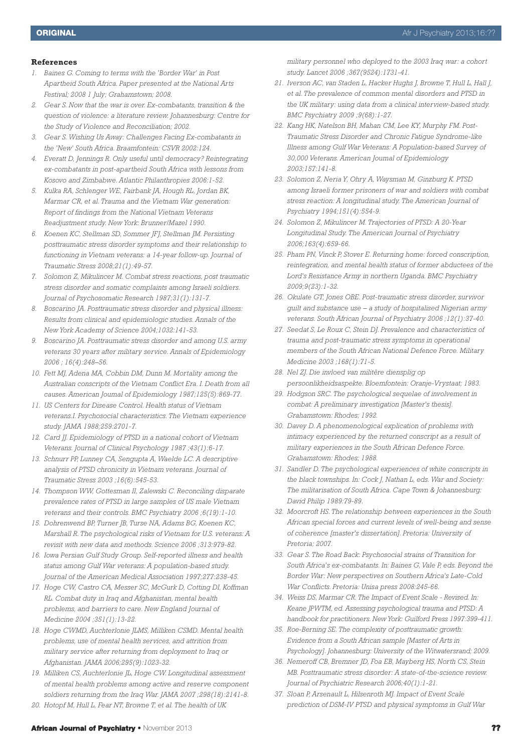### References

1. Baines G. Coming to terms with the 'Border War' in Post Apartheid South Africa. Paper presented at the National Arts Festival; 2008 1 July; Grahamstown; 2008.
2. Gear S. Now that the war is over. Ex-combatants, transition & the question of violence: a literature review. Johannesburg: Centre for the Study of Violence and Reconciliation; 2002.
3. Gear S. Wishing Us Away: Challenges Facing Ex-combatants in the 'New' South Africa. Braamfontein: CSVR 2002:124.
4. Everatt D, Jennings R. Only useful until democracy? Reintegrating ex-combatants in post-apartheid South Africa with lessons from Kosovo and Zimbabwe. Atlantic Philanthropies 2006:1-52.
5. Kulka RA, Schlenger WE, Fairbank JA, Hough RL, Jordan BK, Marmar CR, et al. Trauma and the Vietnam War generation: Report of findings from the National Vietnam Veterans Readjustment study. New York: Brunner/Mazel 1990.
6. Koenen KC, Stellman SD, Sommer JFJ, Stellman JM. Persisting posttraumatic stress disorder symptoms and their relationship to functioning in Vietnam veterans: a 14-year follow-up. Journal of Traumatic Stress 2008;21(1):49-57.
7. Solomon Z, Mikulincer M. Combat stress reactions, post traumatic stress disorder and somatic complaints among Israeli soldiers. Journal of Psychosomatic Research 1987;31(1):131-7.
8. Boscarino JA. Posttraumatic stress disorder and physical illness: Results from clinical and epidemiologic studies. Annals of the New York Academy of Science 2004;1032:141-53.
9. Boscarino JA. Posttraumatic stress disorder and among U.S. army veterans 30 years after military service. Annals of Epidemiology 2006 ; 16(4):248–56.
10. Fett MJ, Adena MA, Cobbin DM, Dunn M. Mortality among the Australian conscripts of the Vietnam Conflict Era. I. Death from all causes. American Journal of Epidemiology 1987;125(5):869-77.
11. US Centers for Disease Control. Health status of Vietnam veterans.I. Psychosocial characteristics. The Vietnam experience study. JAMA 1988;259:2701-7.
12. Card JJ. Epidemiology of PTSD in a national cohort of Vietnam Veterans. Journal of Clinical Psychology 1987 ;43(1):6-17.
13. Schnurr PP, Lunney CA, Sengupta A, Waelde LC. A descriptive analysis of PTSD chronicity in Vietnam veterans. Journal of Traumatic Stress 2003 ;16(6):545-53.
14. Thompson WW, Gottesman II, Zalewski C. Reconciling disparate prevalence rates of PTSD in large samples of US male Vietnam veterans and their controls. BMC Psychiatry 2006 ;6(19):1-10.
15. Dohrenwend BP, Turner JB, Turse NA, Adams BG, Koenen KC, Marshall R. The psychological risks of Vietnam for U.S. veterans: A revisit with new data and methods. Science 2006 ;313:979-82.
16. Iowa Persian Gulf Study Group. Self-reported illness and health status among Gulf War veterans: A population-based study. Journal of the American Medical Association 1997;277:238-45.
17. Hoge CW, Castro CA, Messer SC, McGurk D, Cotting DI, Koffman RL. Combat duty in Iraq and Afghanistan, mental health problems, and barriers to care. New England Journal of Medicine 2004 ;351(1):13-22.
18. Hoge CWMD, Auchterlonie JLMS, Milliken CSMD. Mental health problems, use of mental health services, and attrition from military service after returning from deployment to Iraq or Afghanistan. JAMA 2006;295(9):1023-32.
19. Milliken CS, Auchterlonie JL, Hoge CW. Longitudinal assessment of mental health problems among active and reserve component soldiers returning from the Iraq War. JAMA 2007 ;298(18):2141-8.
20. Hotopf M, Hull L, Fear NT, Browne T, et al. The health of UK military personnel who deployed to the 2003 Iraq war: a cohort study. Lancet 2006 ;367(9524):1731-41.
21. Iverson AC, van Staden L, Hacker Hughs J, Browne T, Hull L, Hall J, et al. The prevalence of common mental disorders and PTSD in the UK military: using data from a clinical interview-based study. BMC Psychiatry 2009 ;9(68):1-27.
22. Kang HK, Natelson BH, Mahan CM, Lee KY, Murphy FM. Post-Traumatic Stress Disorder and Chronic Fatigue Syndrome-like Illness among Gulf War Veterans: A Population-based Survey of 30,000 Veterans. American Joumal of Epidemiology 2003;157:141-8.
23. Solomon Z, Neria Y, Ohry A, Waysman M, Ginzburg K. PTSD among Israeli former prisoners of war and soldiers with combat stress reaction: A longitudinal study. The American Journal of Psychiatry 1994;151(4):554-9.
24. Solomon Z, Mikulincer M. Trajectories of PTSD: A 20-Year Longitudinal Study. The American Journal of Psychiatry 2006;163(4):659-66.
25. Pham PN, Vinck P, Stover E. Returning home: forced conscription, reintegration, and mental health status of former abductees of the Lord's Resistance Army in northern Uganda. BMC Psychiatry 2009;9(23):1-32.
26. Okulate GT, Jones OBE. Post-traumatic stress disorder, survivor guilt and substance use – a study of hospitalised Nigerian army veterans. South African Journal of Psychiatry 2006 ;12(1):37-40.
27. Seedat S, Le Roux C, Stein DJ. Prevalence and characteristics of trauma and post-traumatic stress symptoms in operational members of the South African National Defence Force. Military Medicine 2003 ;168(1):71-5.
28. Nel ZJ. Die invloed van militêre diensplig op persoonlikheidsaspekte. Bloemfontein: Oranje-Vrystaat; 1983.
29. Hodgson SRC. The psychological sequelae of involvement in combat: A preliminary investigation [Master's thesis]. Grahamstown: Rhodes; 1992.
30. Davey D. A phenomenological explication of problems with intimacy experienced by the returned conscript as a result of military experiences in the South African Defence Force. Grahamstown: Rhodes; 1988.
31. Sandler D. The psychological experiences of white conscripts in the black townships. In: Cock J, Nathan L, eds. War and Society: The militarisation of South Africa. Cape Town & Johannesburg: David Philip 1989:79-89.
32. Moorcroft HS. The relationship between experiences in the South African special forces and current levels of well-being and sense of coherence [master's dissertation]. Pretoria: University of Pretoria; 2007.
33. Gear S. The Road Back: Psychosocial strains of Transition for South Africa's ex-combatants. In: Baines G, Vale P, eds. Beyond the Border War: New perspectives on Southern Africa's Late-Cold War Conflicts. Pretoria: Unisa press 2008:245-66.
34. Weiss DS, Marmar CR. The Impact of Event Scale - Revised. In: Keane JPWTM, ed. Assessing psychological trauma and PTSD: A handbook for practitioners. New York: Guilford Press 1997:399-411.
35. Roe-Berning SE. The complexity of posttraumatic growth: Evidence from a South African sample [Master of Arts in Psychology]. Johannesburg: University of the Witwatersrand; 2009.
36. Nemeroff CB, Bremner JD, Foa EB, Mayberg HS, North CS, Stein MB. Posttraumatic stress disorder: A state-of-the-science review. Journal of Psychiatric Research 2006;40(1):1-21.
37. Sloan P, Arsenault L, Hilsenroth MJ. Impact of Event Scale prediction of DSM-IV PTSD and physical symptoms in Gulf War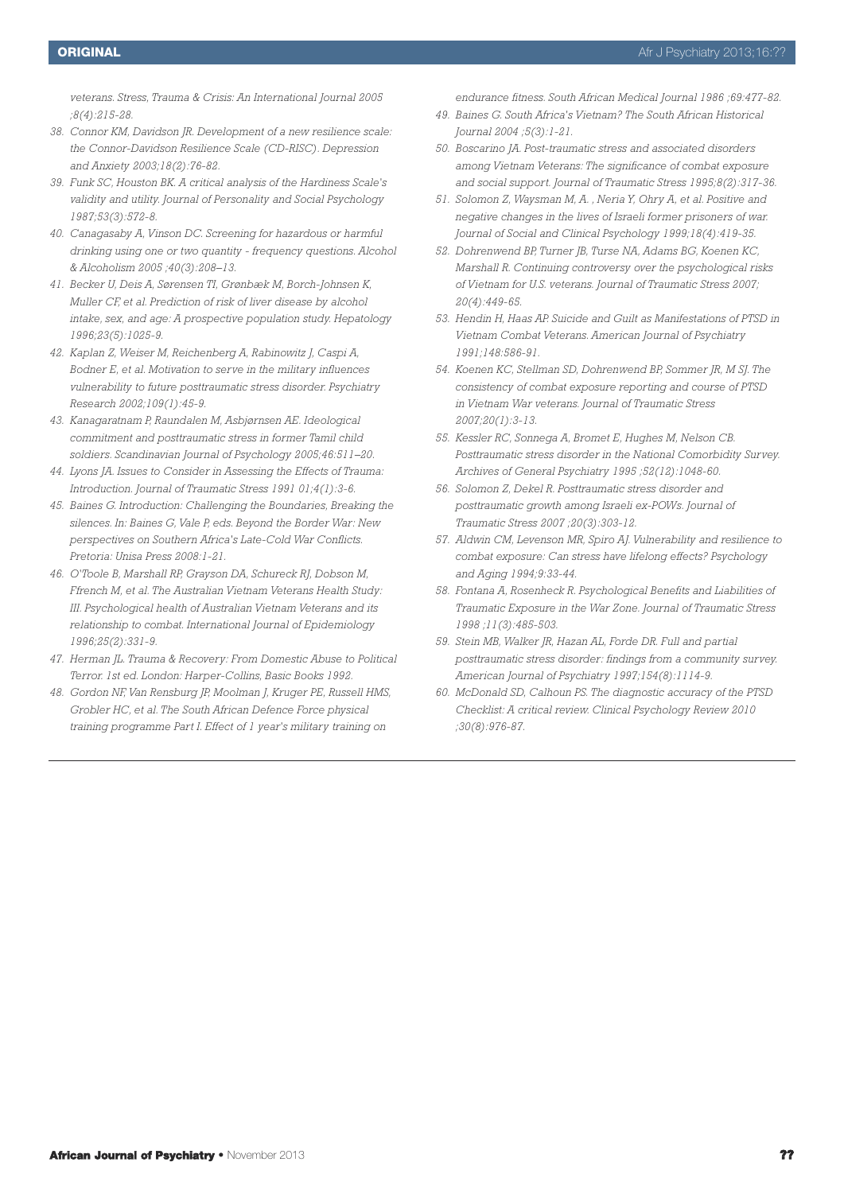*veterans. Stress, Trauma & Crisis: An International Journal 2005 ;8(4):215-28.*

38. *Connor KM, Davidson JR. Development of a new resilience scale: the Connor-Davidson Resilience Scale (CD-RISC). Depression and Anxiety 2003;18(2):76-82.*
39. *Funk SC, Houston BK. A critical analysis of the Hardiness Scale's validity and utility. Journal of Personality and Social Psychology 1987;53(3):572-8.*
40. *Canagasaby A, Vinson DC. Screening for hazardous or harmful drinking using one or two quantity - frequency questions. Alcohol & Alcoholism 2005 ;40(3):208–13.*
41. *Becker U, Deis A, Sørensen TI, Grønbæk M, Borch-Johnsen K, Muller CF, et al. Prediction of risk of liver disease by alcohol intake, sex, and age: A prospective population study. Hepatology 1996;23(5):1025-9.*
42. *Kaplan Z, Weiser M, Reichenberg A, Rabinowitz J, Caspi A, Bodner E, et al. Motivation to serve in the military influences vulnerability to future posttraumatic stress disorder. Psychiatry Research 2002;109(1):45-9.*
43. *Kanagaratnam P, Raundalen M, Asbjørnsen AE. Ideological commitment and posttraumatic stress in former Tamil child soldiers. Scandinavian Journal of Psychology 2005;46:511–20.*
44. *Lyons JA. Issues to Consider in Assessing the Effects of Trauma: Introduction. Journal of Traumatic Stress 1991 01;4(1):3-6.*
45. *Baines G. Introduction: Challenging the Boundaries, Breaking the silences. In: Baines G, Vale P, eds. Beyond the Border War: New perspectives on Southern Africa's Late-Cold War Conflicts. Pretoria: Unisa Press 2008:1-21.*
46. *O'Toole B, Marshall RP, Grayson DA, Schureck RJ, Dobson M, Ffrench M, et al. The Australian Vietnam Veterans Health Study: III. Psychological health of Australian Vietnam Veterans and its relationship to combat. International Journal of Epidemiology 1996;25(2):331-9.*
47. *Herman JL. Trauma & Recovery: From Domestic Abuse to Political Terror. 1st ed. London: Harper-Collins, Basic Books 1992.*
48. *Gordon NF, Van Rensburg JP, Moolman J, Kruger PE, Russell HMS, Grobler HC, et al. The South African Defence Force physical training programme Part I. Effect of 1 year's military training on endurance fitness. South African Medical Journal 1986 ;69:477-82.*
49. *Baines G. South Africa's Vietnam? The South African Historical Journal 2004 ;5(3):1-21.*
50. *Boscarino JA. Post-traumatic stress and associated disorders among Vietnam Veterans: The significance of combat exposure and social support. Journal of Traumatic Stress 1995;8(2):317-36.*
51. *Solomon Z, Waysman M, A. , Neria Y, Ohry A, et al. Positive and negative changes in the lives of Israeli former prisoners of war. Journal of Social and Clinical Psychology 1999;18(4):419-35.*
52. *Dohrenwend BP, Turner JB, Turse NA, Adams BG, Koenen KC, Marshall R. Continuing controversy over the psychological risks of Vietnam for U.S. veterans. Journal of Traumatic Stress 2007; 20(4):449-65.*
53. *Hendin H, Haas AP. Suicide and Guilt as Manifestations of PTSD in Vietnam Combat Veterans. American Journal of Psychiatry 1991;148:586-91.*
54. *Koenen KC, Stellman SD, Dohrenwend BP, Sommer JR, M SJ. The consistency of combat exposure reporting and course of PTSD in Vietnam War veterans. Journal of Traumatic Stress 2007;20(1):3-13.*
55. *Kessler RC, Sonnega A, Bromet E, Hughes M, Nelson CB. Posttraumatic stress disorder in the National Comorbidity Survey. Archives of General Psychiatry 1995 ;52(12):1048-60.*
56. *Solomon Z, Dekel R. Posttraumatic stress disorder and posttraumatic growth among Israeli ex-POWs. Journal of Traumatic Stress 2007 ;20(3):303-12.*
57. *Aldwin CM, Levenson MR, Spiro AJ. Vulnerability and resilience to combat exposure: Can stress have lifelong effects? Psychology and Aging 1994;9:33-44.*
58. *Fontana A, Rosenheck R. Psychological Benefits and Liabilities of Traumatic Exposure in the War Zone. Journal of Traumatic Stress 1998 ;11(3):485-503.*
59. *Stein MB, Walker JR, Hazan AL, Forde DR. Full and partial posttraumatic stress disorder: findings from a community survey. American Journal of Psychiatry 1997;154(8):1114-9.*
60. *McDonald SD, Calhoun PS. The diagnostic accuracy of the PTSD Checklist: A critical review. Clinical Psychology Review 2010 ;30(8):976-87.*